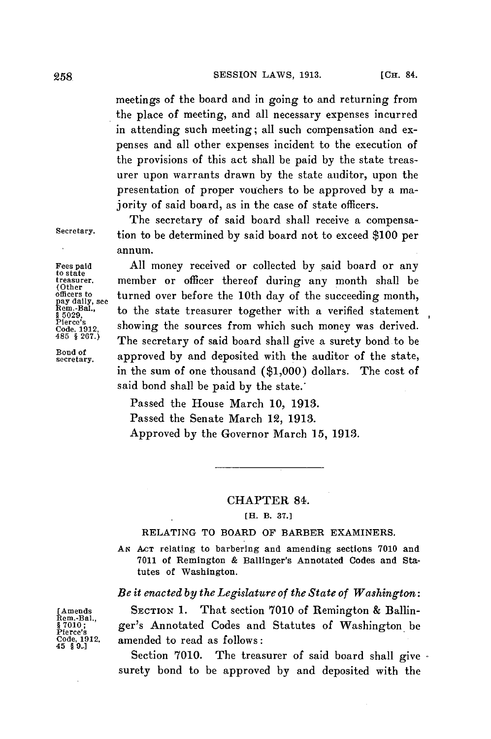meetings of the board and in going to and returning from the place of meeting, and all necessary expenses incurred in attending such meeting; all such compensation and expenses and all other expenses incident to the execution of the provisions of this act shall be paid by the state treasurer upon warrants drawn by the state auditor, upon the presentation of proper vouchers to be approved by a majority of said board, as in the case of state officers.

Secretary.

The secretary of said board shall receive a compensation to be determined by said board not to exceed $100 per annum.

Fees paid to state treasurer. (Other officers to pay daily, see Rem.-Bal., § 5029, Pierce's Code. 1912, 485 § 207.)

All money received or collected by said board or any member or officer thereof during any month shall be turned over before the 10th day of the succeeding month, to the state treasurer together with a verified statement showing the sources from which such money was derived.

Bond of secretary.

The secretary of said board shall give a surety bond to be approved by and deposited with the auditor of the state, in the sum of one thousand ($1,000) dollars. The cost of said bond shall be paid by the state.

Passed the House March 10, 1913.

Passed the Senate March 12, 1913.

Approved by the Governor March 15, 1913.

---

## CHAPTER 84.

[H. B. 37.]

### RELATING TO BOARD OF BARBER EXAMINERS.

AN ACT relating to barbering and amending sections 7010 and 7011 of Remington & Ballinger's Annotated Codes and Statutes of Washington.

*Be it enacted by the Legislature of the State of Washington:*

[Amends Rem.-Bal., § 7010; Pierce's Code, 1912, 45 § 9.]

SECTION 1. That section 7010 of Remington & Ballinger's Annotated Codes and Statutes of Washington be amended to read as follows:

Section 7010. The treasurer of said board shall give surety bond to be approved by and deposited with the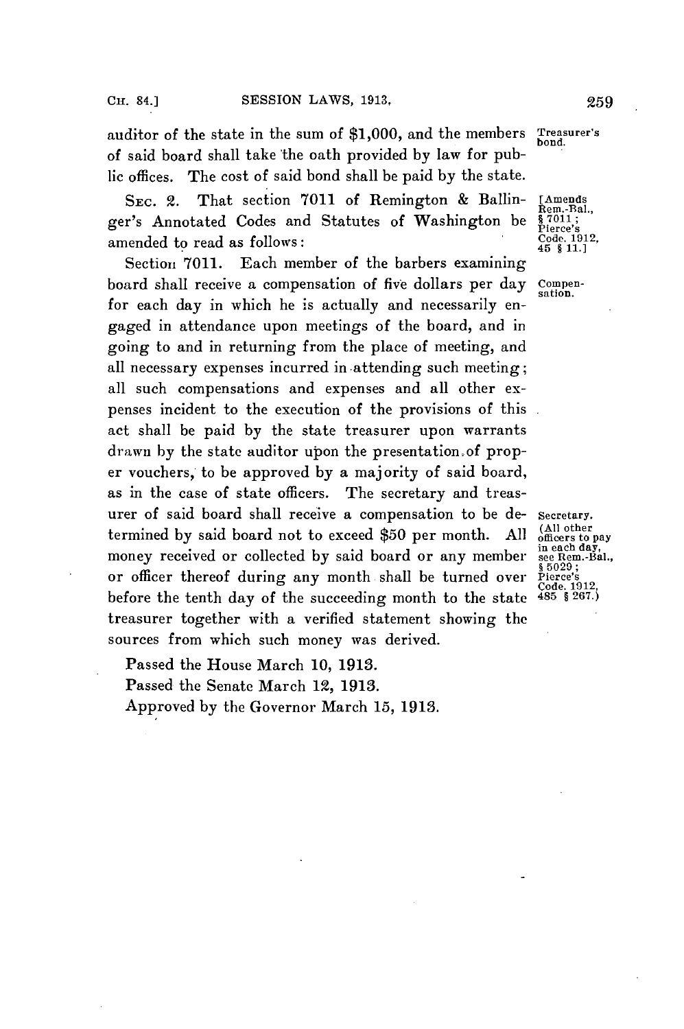auditor of the state in the sum of $1,000, and the members of said board shall take the oath provided by law for public offices. The cost of said bond shall be paid by the state.

Treasurer's bond.

SEC. 2. That section 7011 of Remington & Ballinger's Annotated Codes and Statutes of Washington be amended to read as follows:

[Amends Rem.-Bal., § 7011; Pierce's Code, 1912, 45 § 11.]

Section 7011. Each member of the barbers examining board shall receive a compensation of five dollars per day for each day in which he is actually and necessarily engaged in attendance upon meetings of the board, and in going to and in returning from the place of meeting, and all necessary expenses incurred in attending such meeting; all such compensations and expenses and all other expenses incident to the execution of the provisions of this act shall be paid by the state treasurer upon warrants drawn by the state auditor upon the presentation of proper vouchers, to be approved by a majority of said board, as in the case of state officers. The secretary and treasurer of said board shall receive a compensation to be determined by said board not to exceed $50 per month. All money received or collected by said board or any member or officer thereof during any month shall be turned over before the tenth day of the succeeding month to the state treasurer together with a verified statement showing the sources from which such money was derived.

Compensation.

Secretary.

(All other officers to pay in each day, see Rem.-Bal., § 5029; Pierce's Code, 1912, 485 § 267.)

Passed the House March 10, 1913.

Passed the Senate March 12, 1913.

Approved by the Governor March 15, 1913.